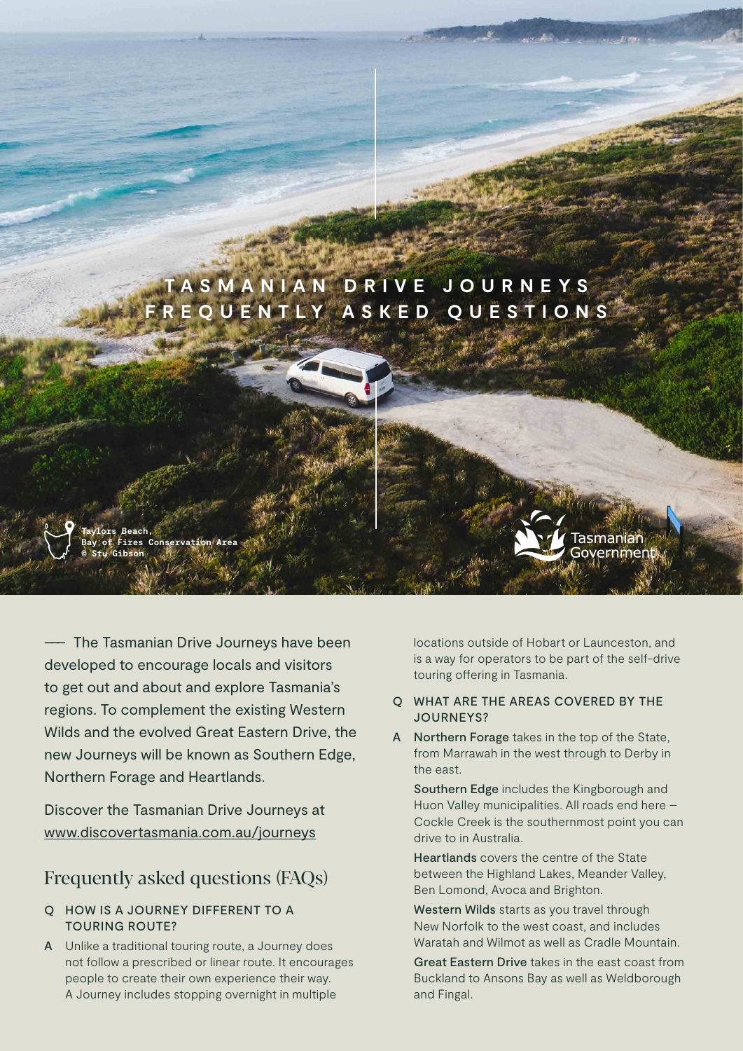# TASMANIAN DRIVE JOURNEYS FREQUENTLY ASKED QUESTIONS

Taylors Beach, Bay of Fires Conservation Area © Stu Gibson

Tasmanian Government

—— The Tasmanian Drive Journeys have been developed to encourage locals and visitors to get out and about and explore Tasmania's regions. To complement the existing Western Wilds and the evolved Great Eastern Drive, the new Journeys will be known as Southern Edge, Northern Forage and Heartlands.

Discover the Tasmanian Drive Journeys at www.discovertasmania.com.au/journeys

## Frequently asked questions (FAQs)

**Q HOW IS A JOURNEY DIFFERENT TO A TOURING ROUTE?**

**A** Unlike a traditional touring route, a Journey does not follow a prescribed or linear route. It encourages people to create their own experience their way. A Journey includes stopping overnight in multiple locations outside of Hobart or Launceston, and is a way for operators to be part of the self-drive touring offering in Tasmania.

**Q WHAT ARE THE AREAS COVERED BY THE JOURNEYS?**

**A** **Northern Forage** takes in the top of the State, from Marrawah in the west through to Derby in the east.

**Southern Edge** includes the Kingborough and Huon Valley municipalities. All roads end here – Cockle Creek is the southernmost point you can drive to in Australia.

**Heartlands** covers the centre of the State between the Highland Lakes, Meander Valley, Ben Lomond, Avoca and Brighton.

**Western Wilds** starts as you travel through New Norfolk to the west coast, and includes Waratah and Wilmot as well as Cradle Mountain.

**Great Eastern Drive** takes in the east coast from Buckland to Ansons Bay as well as Weldborough and Fingal.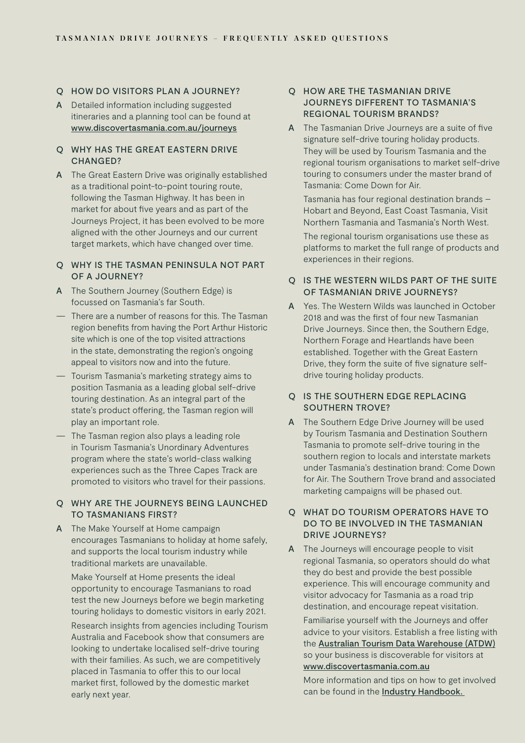**Q HOW DO VISITORS PLAN A JOURNEY?**

A Detailed information including suggested itineraries and a planning tool can be found at [www.discovertasmania.com.au/journeys](www.discovertasmania.com.au/journeys)

**Q WHY HAS THE GREAT EASTERN DRIVE CHANGED?**

A The Great Eastern Drive was originally established as a traditional point-to-point touring route, following the Tasman Highway. It has been in market for about five years and as part of the Journeys Project, it has been evolved to be more aligned with the other Journeys and our current target markets, which have changed over time.

**Q WHY IS THE TASMAN PENINSULA NOT PART OF A JOURNEY?**

A The Southern Journey (Southern Edge) is focussed on Tasmania's far South.

— There are a number of reasons for this. The Tasman region benefits from having the Port Arthur Historic site which is one of the top visited attractions in the state, demonstrating the region's ongoing appeal to visitors now and into the future.

— Tourism Tasmania's marketing strategy aims to position Tasmania as a leading global self-drive touring destination. As an integral part of the state's product offering, the Tasman region will play an important role.

— The Tasman region also plays a leading role in Tourism Tasmania's Unordinary Adventures program where the state's world-class walking experiences such as the Three Capes Track are promoted to visitors who travel for their passions.

**Q WHY ARE THE JOURNEYS BEING LAUNCHED TO TASMANIANS FIRST?**

A The Make Yourself at Home campaign encourages Tasmanians to holiday at home safely, and supports the local tourism industry while traditional markets are unavailable.

Make Yourself at Home presents the ideal opportunity to encourage Tasmanians to road test the new Journeys before we begin marketing touring holidays to domestic visitors in early 2021.

Research insights from agencies including Tourism Australia and Facebook show that consumers are looking to undertake localised self-drive touring with their families. As such, we are competitively placed in Tasmania to offer this to our local market first, followed by the domestic market early next year.

**Q HOW ARE THE TASMANIAN DRIVE JOURNEYS DIFFERENT TO TASMANIA'S REGIONAL TOURISM BRANDS?**

A The Tasmanian Drive Journeys are a suite of five signature self-drive touring holiday products. They will be used by Tourism Tasmania and the regional tourism organisations to market self-drive touring to consumers under the master brand of Tasmania: Come Down for Air.

Tasmania has four regional destination brands – Hobart and Beyond, East Coast Tasmania, Visit Northern Tasmania and Tasmania's North West.

The regional tourism organisations use these as platforms to market the full range of products and experiences in their regions.

**Q IS THE WESTERN WILDS PART OF THE SUITE OF TASMANIAN DRIVE JOURNEYS?**

A Yes. The Western Wilds was launched in October 2018 and was the first of four new Tasmanian Drive Journeys. Since then, the Southern Edge, Northern Forage and Heartlands have been established. Together with the Great Eastern Drive, they form the suite of five signature self-drive touring holiday products.

**Q IS THE SOUTHERN EDGE REPLACING SOUTHERN TROVE?**

A The Southern Edge Drive Journey will be used by Tourism Tasmania and Destination Southern Tasmania to promote self-drive touring in the southern region to locals and interstate markets under Tasmania's destination brand: Come Down for Air. The Southern Trove brand and associated marketing campaigns will be phased out.

**Q WHAT DO TOURISM OPERATORS HAVE TO DO TO BE INVOLVED IN THE TASMANIAN DRIVE JOURNEYS?**

A The Journeys will encourage people to visit regional Tasmania, so operators should do what they do best and provide the best possible experience. This will encourage community and visitor advocacy for Tasmania as a road trip destination, and encourage repeat visitation.

Familiarise yourself with the Journeys and offer advice to your visitors. Establish a free listing with the Australian Tourism Data Warehouse (ATDW) so your business is discoverable for visitors at www.discovertasmania.com.au

More information and tips on how to get involved can be found in the Industry Handbook.